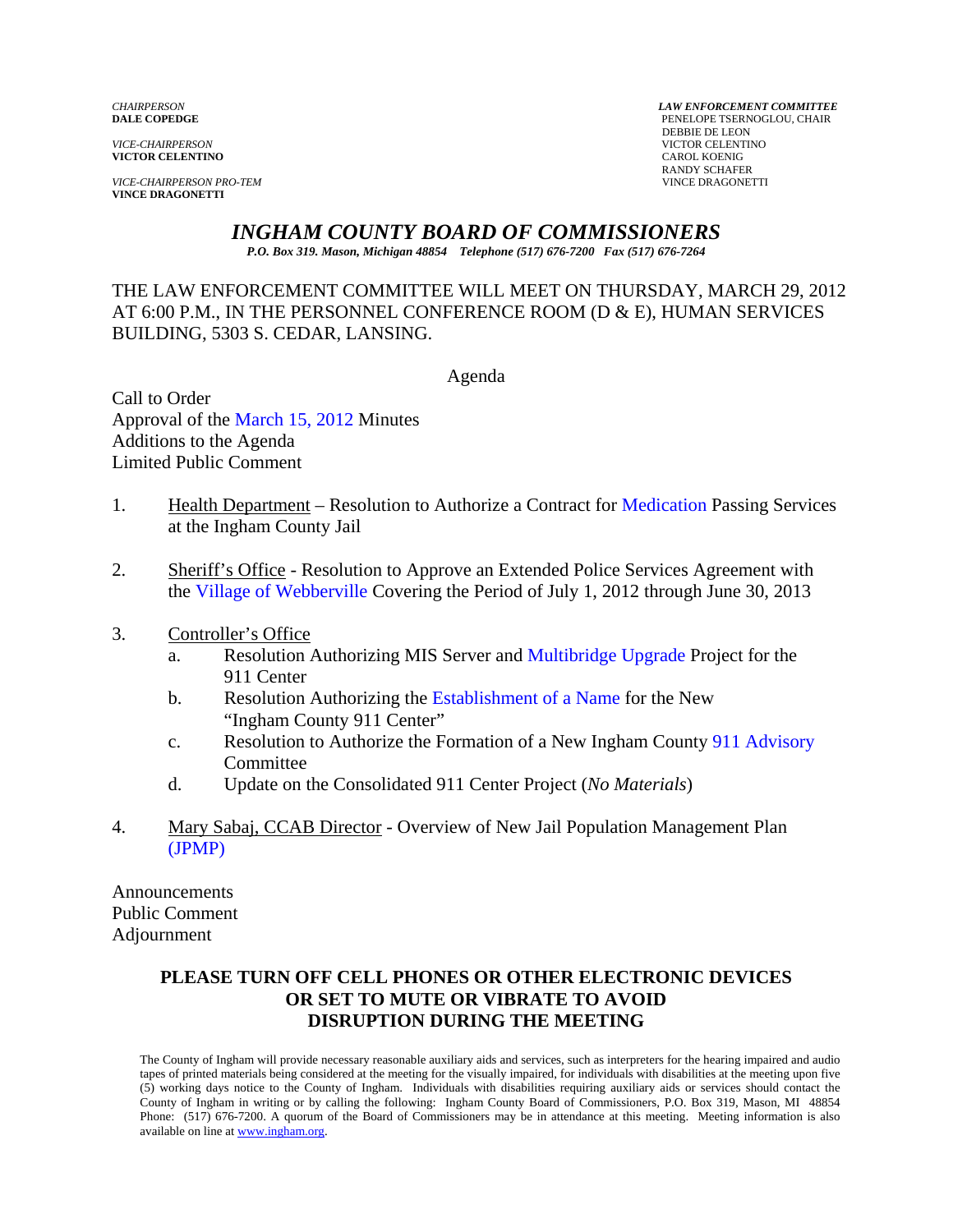*CHAIRPERSON*
**DALE COPEDGE**

*VICE-CHAIRPERSON*
**VICTOR CELENTINO**

*VICE-CHAIRPERSON PRO-TEM*
**VINCE DRAGONETTI**

*LAW ENFORCEMENT COMMITTEE*
PENELOPE TSERNOGLOU, CHAIR
DEBBIE DE LEON
VICTOR CELENTINO
CAROL KOENIG
RANDY SCHAFER
VINCE DRAGONETTI

# *INGHAM COUNTY BOARD OF COMMISSIONERS*

*P.O. Box 319. Mason, Michigan 48854 Telephone (517) 676-7200 Fax (517) 676-7264*

THE LAW ENFORCEMENT COMMITTEE WILL MEET ON THURSDAY, MARCH 29, 2012 AT 6:00 P.M., IN THE PERSONNEL CONFERENCE ROOM (D & E), HUMAN SERVICES BUILDING, 5303 S. CEDAR, LANSING.

Agenda

Call to Order
Approval of the March 15, 2012 Minutes
Additions to the Agenda
Limited Public Comment

1. Health Department – Resolution to Authorize a Contract for Medication Passing Services at the Ingham County Jail

2. Sheriff's Office - Resolution to Approve an Extended Police Services Agreement with the Village of Webberville Covering the Period of July 1, 2012 through June 30, 2013

3. Controller's Office
   a. Resolution Authorizing MIS Server and Multibridge Upgrade Project for the 911 Center
   b. Resolution Authorizing the Establishment of a Name for the New "Ingham County 911 Center"
   c. Resolution to Authorize the Formation of a New Ingham County 911 Advisory Committee
   d. Update on the Consolidated 911 Center Project (*No Materials*)

4. Mary Sabaj, CCAB Director - Overview of New Jail Population Management Plan (JPMP)

Announcements
Public Comment
Adjournment

**PLEASE TURN OFF CELL PHONES OR OTHER ELECTRONIC DEVICES OR SET TO MUTE OR VIBRATE TO AVOID DISRUPTION DURING THE MEETING**

The County of Ingham will provide necessary reasonable auxiliary aids and services, such as interpreters for the hearing impaired and audio tapes of printed materials being considered at the meeting for the visually impaired, for individuals with disabilities at the meeting upon five (5) working days notice to the County of Ingham. Individuals with disabilities requiring auxiliary aids or services should contact the County of Ingham in writing or by calling the following: Ingham County Board of Commissioners, P.O. Box 319, Mason, MI 48854 Phone: (517) 676-7200. A quorum of the Board of Commissioners may be in attendance at this meeting. Meeting information is also available on line at www.ingham.org.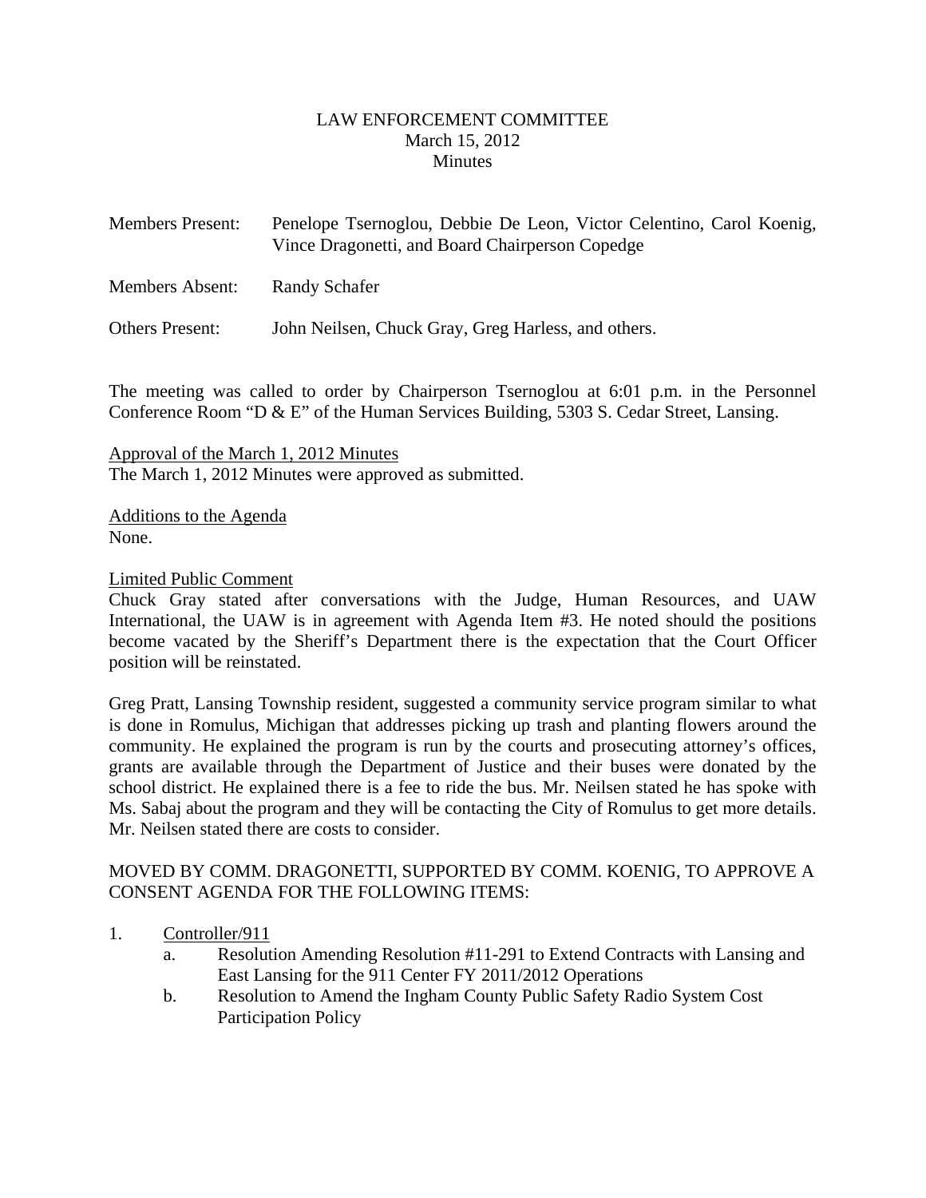# LAW ENFORCEMENT COMMITTEE
March 15, 2012
Minutes

Members Present: Penelope Tsernoglou, Debbie De Leon, Victor Celentino, Carol Koenig, Vince Dragonetti, and Board Chairperson Copedge

Members Absent: Randy Schafer

Others Present: John Neilsen, Chuck Gray, Greg Harless, and others.

The meeting was called to order by Chairperson Tsernoglou at 6:01 p.m. in the Personnel Conference Room "D & E" of the Human Services Building, 5303 S. Cedar Street, Lansing.

Approval of the March 1, 2012 Minutes
The March 1, 2012 Minutes were approved as submitted.

Additions to the Agenda
None.

Limited Public Comment
Chuck Gray stated after conversations with the Judge, Human Resources, and UAW International, the UAW is in agreement with Agenda Item #3. He noted should the positions become vacated by the Sheriff's Department there is the expectation that the Court Officer position will be reinstated.

Greg Pratt, Lansing Township resident, suggested a community service program similar to what is done in Romulus, Michigan that addresses picking up trash and planting flowers around the community. He explained the program is run by the courts and prosecuting attorney's offices, grants are available through the Department of Justice and their buses were donated by the school district. He explained there is a fee to ride the bus. Mr. Neilsen stated he has spoke with Ms. Sabaj about the program and they will be contacting the City of Romulus to get more details. Mr. Neilsen stated there are costs to consider.

MOVED BY COMM. DRAGONETTI, SUPPORTED BY COMM. KOENIG, TO APPROVE A CONSENT AGENDA FOR THE FOLLOWING ITEMS:

1. Controller/911
   a. Resolution Amending Resolution #11-291 to Extend Contracts with Lansing and East Lansing for the 911 Center FY 2011/2012 Operations
   b. Resolution to Amend the Ingham County Public Safety Radio System Cost Participation Policy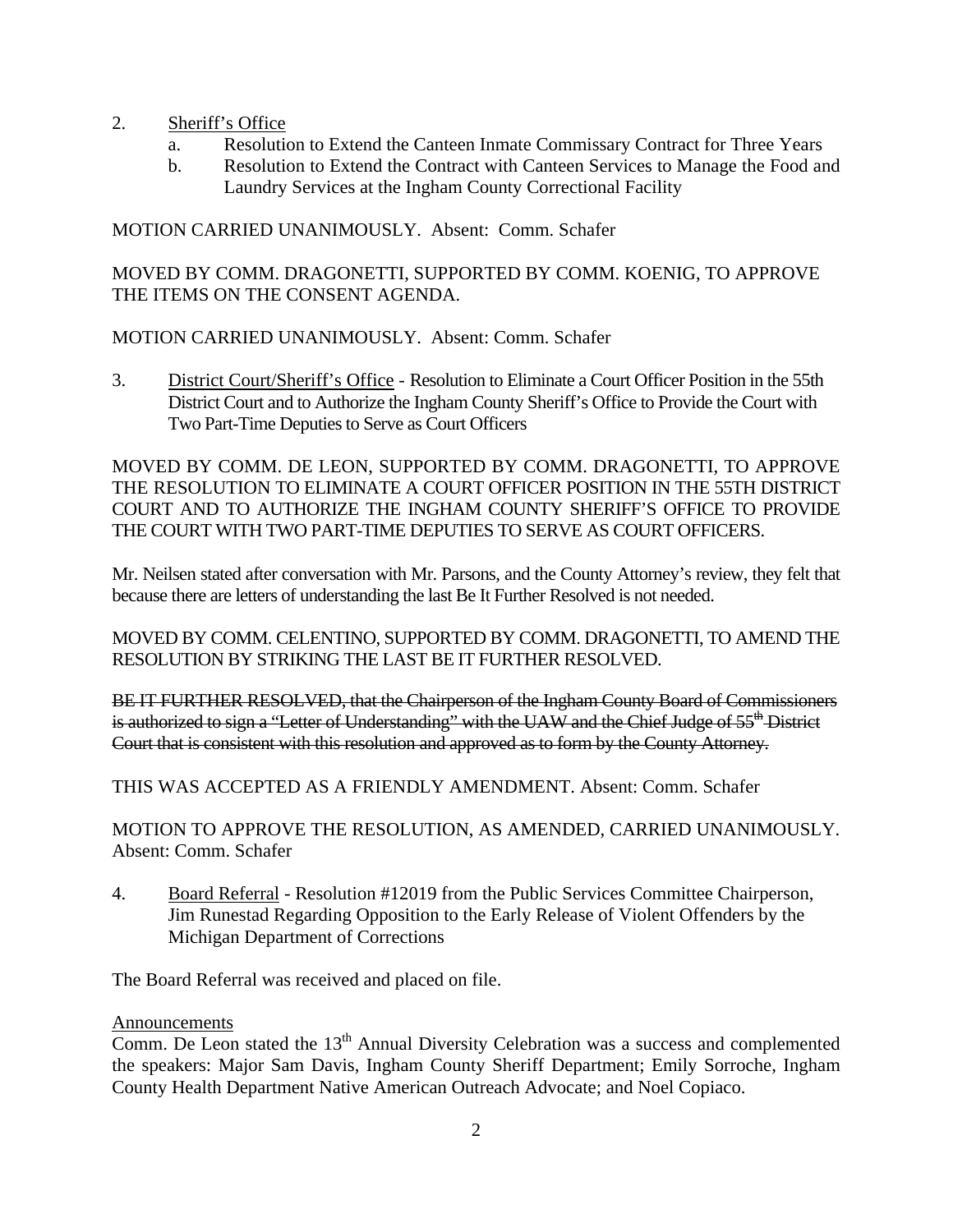2. <u>Sheriff's Office</u>
   a. Resolution to Extend the Canteen Inmate Commissary Contract for Three Years
   b. Resolution to Extend the Contract with Canteen Services to Manage the Food and Laundry Services at the Ingham County Correctional Facility

MOTION CARRIED UNANIMOUSLY. Absent: Comm. Schafer

MOVED BY COMM. DRAGONETTI, SUPPORTED BY COMM. KOENIG, TO APPROVE THE ITEMS ON THE CONSENT AGENDA.

MOTION CARRIED UNANIMOUSLY. Absent: Comm. Schafer

3. <u>District Court/Sheriff's Office</u> - Resolution to Eliminate a Court Officer Position in the 55th District Court and to Authorize the Ingham County Sheriff's Office to Provide the Court with Two Part-Time Deputies to Serve as Court Officers

MOVED BY COMM. DE LEON, SUPPORTED BY COMM. DRAGONETTI, TO APPROVE THE RESOLUTION TO ELIMINATE A COURT OFFICER POSITION IN THE 55TH DISTRICT COURT AND TO AUTHORIZE THE INGHAM COUNTY SHERIFF'S OFFICE TO PROVIDE THE COURT WITH TWO PART-TIME DEPUTIES TO SERVE AS COURT OFFICERS.

Mr. Neilsen stated after conversation with Mr. Parsons, and the County Attorney's review, they felt that because there are letters of understanding the last Be It Further Resolved is not needed.

MOVED BY COMM. CELENTINO, SUPPORTED BY COMM. DRAGONETTI, TO AMEND THE RESOLUTION BY STRIKING THE LAST BE IT FURTHER RESOLVED.

~~BE IT FURTHER RESOLVED, that the Chairperson of the Ingham County Board of Commissioners is authorized to sign a "Letter of Understanding" with the UAW and the Chief Judge of 55th District Court that is consistent with this resolution and approved as to form by the County Attorney.~~

THIS WAS ACCEPTED AS A FRIENDLY AMENDMENT. Absent: Comm. Schafer

MOTION TO APPROVE THE RESOLUTION, AS AMENDED, CARRIED UNANIMOUSLY. Absent: Comm. Schafer

4. <u>Board Referral</u> - Resolution #12019 from the Public Services Committee Chairperson, Jim Runestad Regarding Opposition to the Early Release of Violent Offenders by the Michigan Department of Corrections

The Board Referral was received and placed on file.

<u>Announcements</u>

Comm. De Leon stated the 13th Annual Diversity Celebration was a success and complemented the speakers: Major Sam Davis, Ingham County Sheriff Department; Emily Sorroche, Ingham County Health Department Native American Outreach Advocate; and Noel Copiaco.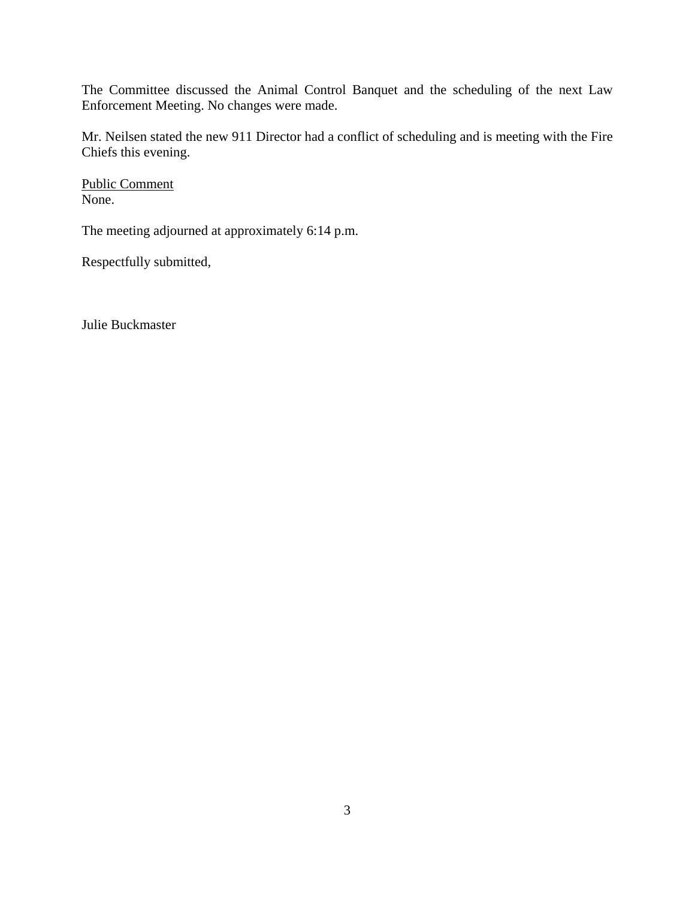The Committee discussed the Animal Control Banquet and the scheduling of the next Law Enforcement Meeting. No changes were made.

Mr. Neilsen stated the new 911 Director had a conflict of scheduling and is meeting with the Fire Chiefs this evening.

<u>Public Comment</u>
None.

The meeting adjourned at approximately 6:14 p.m.

Respectfully submitted,

Julie Buckmaster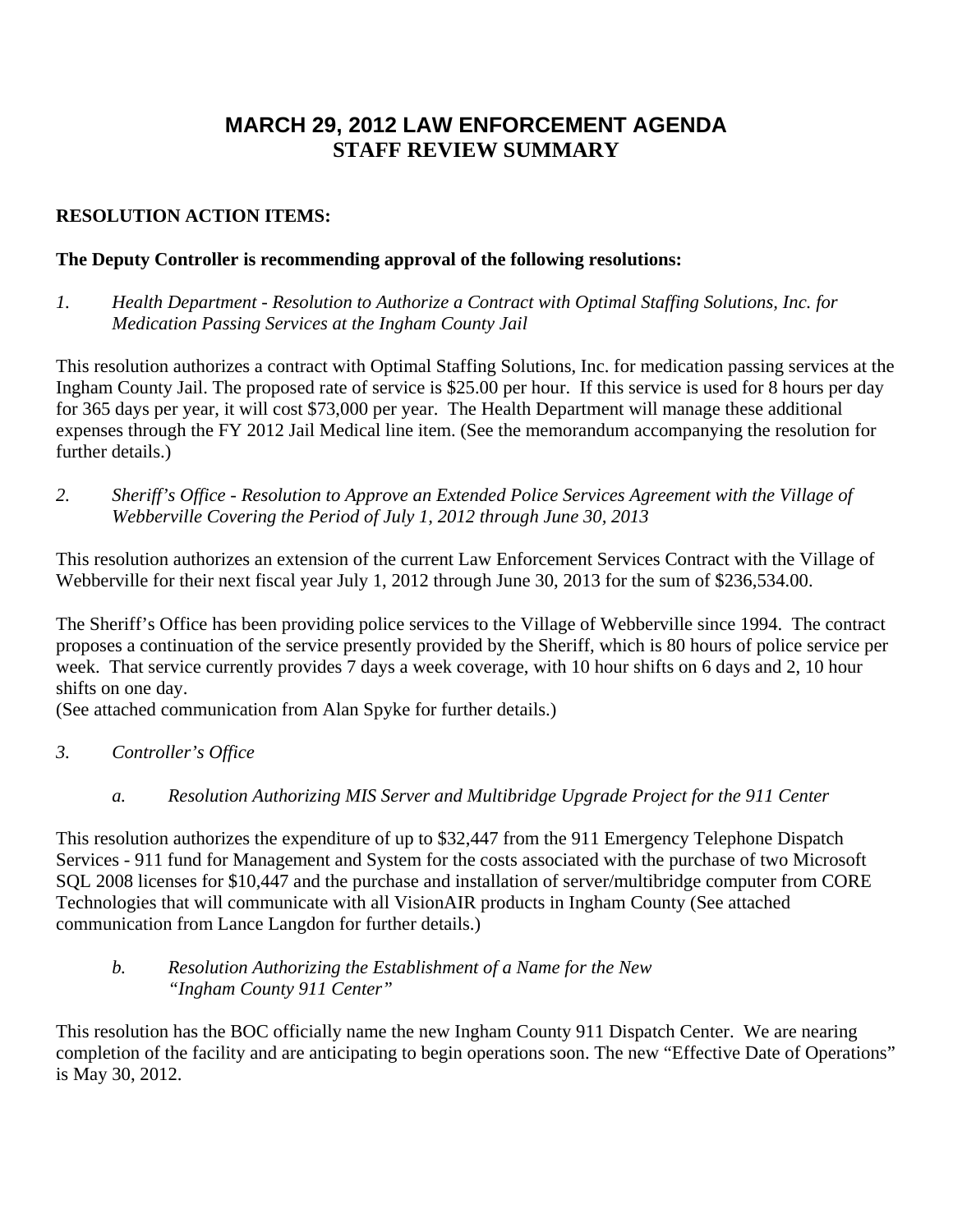# MARCH 29, 2012 LAW ENFORCEMENT AGENDA
# STAFF REVIEW SUMMARY

**RESOLUTION ACTION ITEMS:**

**The Deputy Controller is recommending approval of the following resolutions:**

1. *Health Department - Resolution to Authorize a Contract with Optimal Staffing Solutions, Inc. for Medication Passing Services at the Ingham County Jail*

This resolution authorizes a contract with Optimal Staffing Solutions, Inc. for medication passing services at the Ingham County Jail. The proposed rate of service is $25.00 per hour. If this service is used for 8 hours per day for 365 days per year, it will cost $73,000 per year. The Health Department will manage these additional expenses through the FY 2012 Jail Medical line item. (See the memorandum accompanying the resolution for further details.)

2. *Sheriff's Office - Resolution to Approve an Extended Police Services Agreement with the Village of Webberville Covering the Period of July 1, 2012 through June 30, 2013*

This resolution authorizes an extension of the current Law Enforcement Services Contract with the Village of Webberville for their next fiscal year July 1, 2012 through June 30, 2013 for the sum of $236,534.00.

The Sheriff's Office has been providing police services to the Village of Webberville since 1994. The contract proposes a continuation of the service presently provided by the Sheriff, which is 80 hours of police service per week. That service currently provides 7 days a week coverage, with 10 hour shifts on 6 days and 2, 10 hour shifts on one day.
(See attached communication from Alan Spyke for further details.)

3. *Controller's Office*

   a. *Resolution Authorizing MIS Server and Multibridge Upgrade Project for the 911 Center*

This resolution authorizes the expenditure of up to $32,447 from the 911 Emergency Telephone Dispatch Services - 911 fund for Management and System for the costs associated with the purchase of two Microsoft SQL 2008 licenses for $10,447 and the purchase and installation of server/multibridge computer from CORE Technologies that will communicate with all VisionAIR products in Ingham County (See attached communication from Lance Langdon for further details.)

   b. *Resolution Authorizing the Establishment of a Name for the New "Ingham County 911 Center"*

This resolution has the BOC officially name the new Ingham County 911 Dispatch Center. We are nearing completion of the facility and are anticipating to begin operations soon. The new "Effective Date of Operations" is May 30, 2012.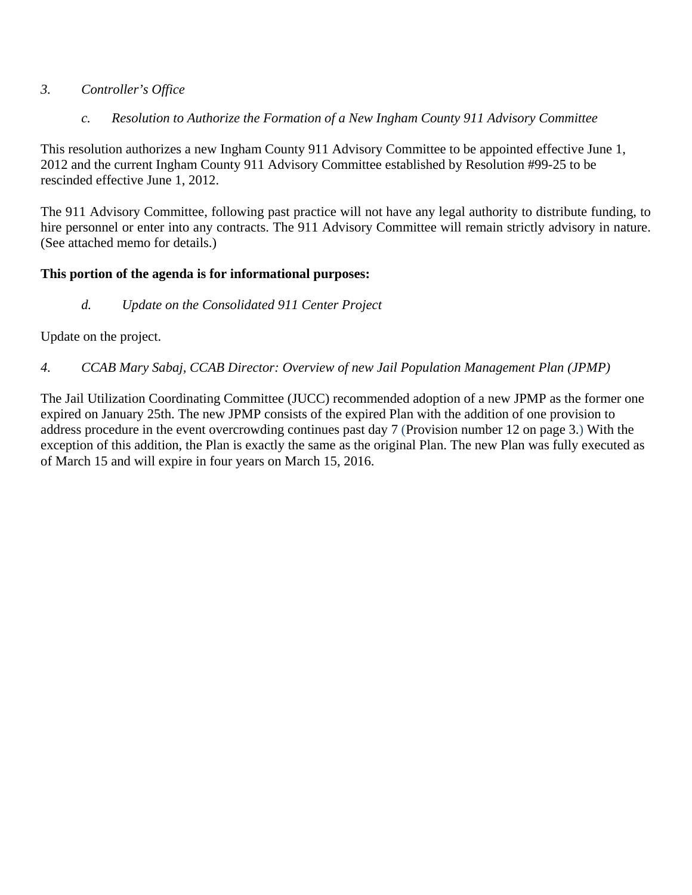*3. Controller's Office*

*c. Resolution to Authorize the Formation of a New Ingham County 911 Advisory Committee*

This resolution authorizes a new Ingham County 911 Advisory Committee to be appointed effective June 1, 2012 and the current Ingham County 911 Advisory Committee established by Resolution #99-25 to be rescinded effective June 1, 2012.

The 911 Advisory Committee, following past practice will not have any legal authority to distribute funding, to hire personnel or enter into any contracts. The 911 Advisory Committee will remain strictly advisory in nature. (See attached memo for details.)

**This portion of the agenda is for informational purposes:**

*d. Update on the Consolidated 911 Center Project*

Update on the project.

*4. CCAB Mary Sabaj, CCAB Director: Overview of new Jail Population Management Plan (JPMP)*

The Jail Utilization Coordinating Committee (JUCC) recommended adoption of a new JPMP as the former one expired on January 25th. The new JPMP consists of the expired Plan with the addition of one provision to address procedure in the event overcrowding continues past day 7 (Provision number 12 on page 3.) With the exception of this addition, the Plan is exactly the same as the original Plan. The new Plan was fully executed as of March 15 and will expire in four years on March 15, 2016.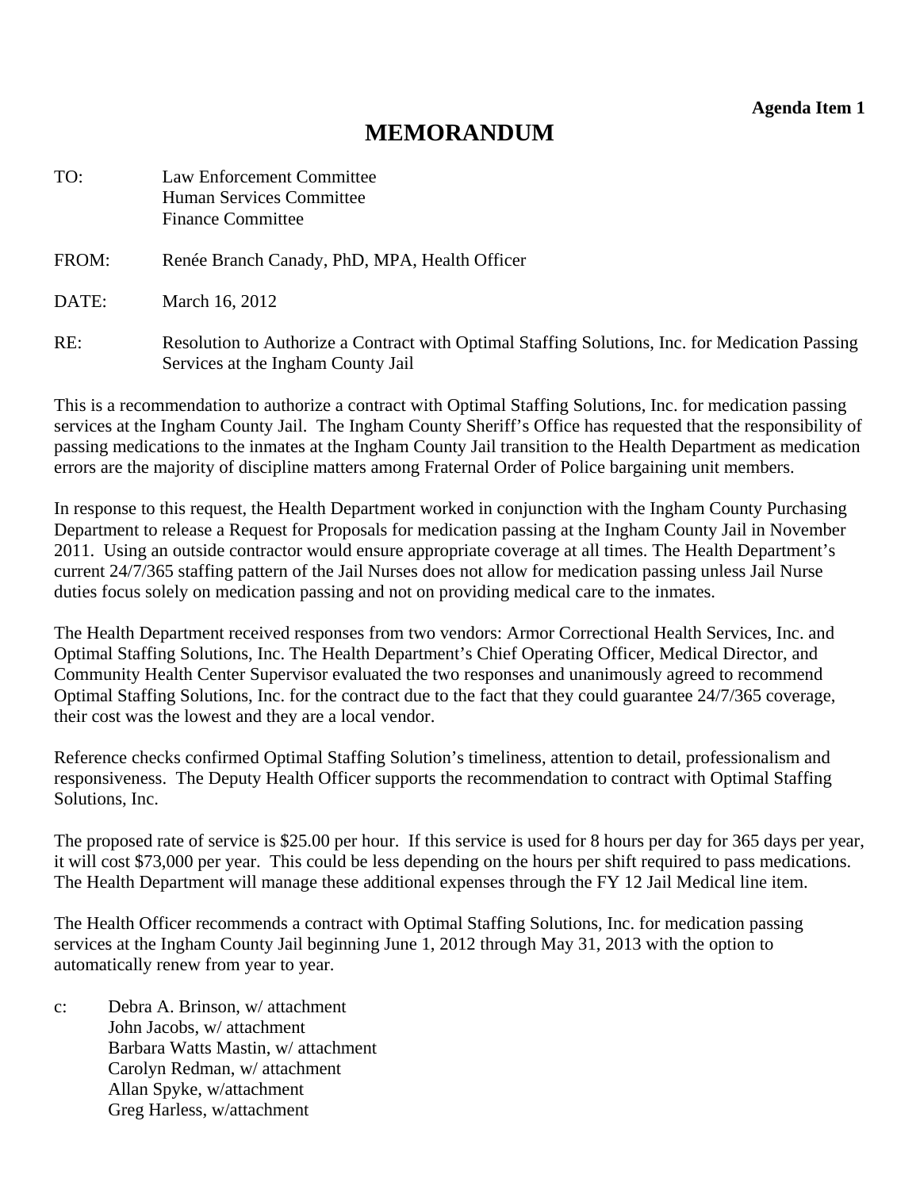**Agenda Item 1**

# MEMORANDUM

TO: Law Enforcement Committee
Human Services Committee
Finance Committee

FROM: Renée Branch Canady, PhD, MPA, Health Officer

DATE: March 16, 2012

RE: Resolution to Authorize a Contract with Optimal Staffing Solutions, Inc. for Medication Passing Services at the Ingham County Jail

This is a recommendation to authorize a contract with Optimal Staffing Solutions, Inc. for medication passing services at the Ingham County Jail. The Ingham County Sheriff's Office has requested that the responsibility of passing medications to the inmates at the Ingham County Jail transition to the Health Department as medication errors are the majority of discipline matters among Fraternal Order of Police bargaining unit members.

In response to this request, the Health Department worked in conjunction with the Ingham County Purchasing Department to release a Request for Proposals for medication passing at the Ingham County Jail in November 2011. Using an outside contractor would ensure appropriate coverage at all times. The Health Department's current 24/7/365 staffing pattern of the Jail Nurses does not allow for medication passing unless Jail Nurse duties focus solely on medication passing and not on providing medical care to the inmates.

The Health Department received responses from two vendors: Armor Correctional Health Services, Inc. and Optimal Staffing Solutions, Inc. The Health Department's Chief Operating Officer, Medical Director, and Community Health Center Supervisor evaluated the two responses and unanimously agreed to recommend Optimal Staffing Solutions, Inc. for the contract due to the fact that they could guarantee 24/7/365 coverage, their cost was the lowest and they are a local vendor.

Reference checks confirmed Optimal Staffing Solution's timeliness, attention to detail, professionalism and responsiveness. The Deputy Health Officer supports the recommendation to contract with Optimal Staffing Solutions, Inc.

The proposed rate of service is $25.00 per hour. If this service is used for 8 hours per day for 365 days per year, it will cost $73,000 per year. This could be less depending on the hours per shift required to pass medications. The Health Department will manage these additional expenses through the FY 12 Jail Medical line item.

The Health Officer recommends a contract with Optimal Staffing Solutions, Inc. for medication passing services at the Ingham County Jail beginning June 1, 2012 through May 31, 2013 with the option to automatically renew from year to year.

c: Debra A. Brinson, w/ attachment
John Jacobs, w/ attachment
Barbara Watts Mastin, w/ attachment
Carolyn Redman, w/ attachment
Allan Spyke, w/attachment
Greg Harless, w/attachment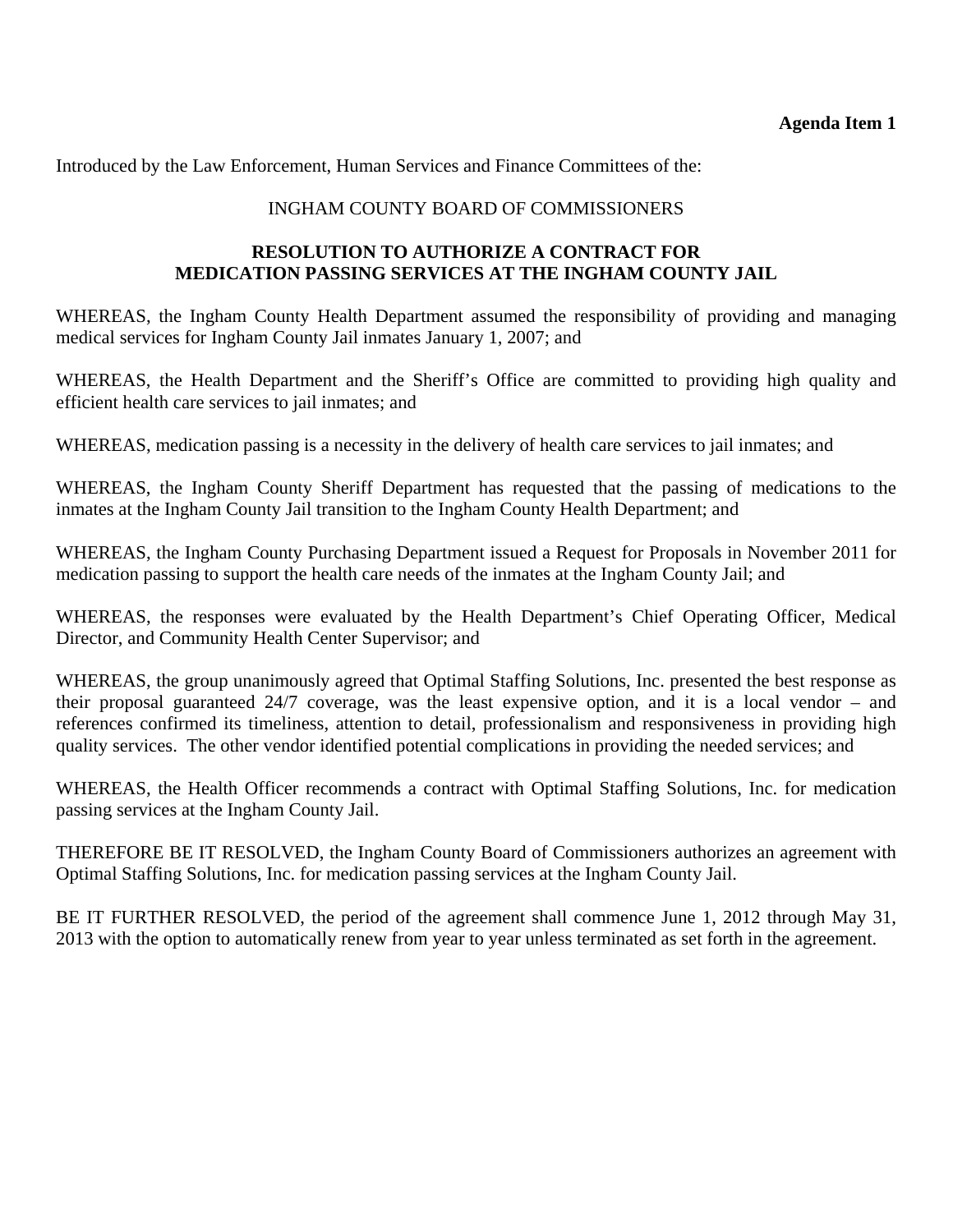**Agenda Item 1**

Introduced by the Law Enforcement, Human Services and Finance Committees of the:

INGHAM COUNTY BOARD OF COMMISSIONERS

**RESOLUTION TO AUTHORIZE A CONTRACT FOR MEDICATION PASSING SERVICES AT THE INGHAM COUNTY JAIL**

WHEREAS, the Ingham County Health Department assumed the responsibility of providing and managing medical services for Ingham County Jail inmates January 1, 2007; and

WHEREAS, the Health Department and the Sheriff's Office are committed to providing high quality and efficient health care services to jail inmates; and

WHEREAS, medication passing is a necessity in the delivery of health care services to jail inmates; and

WHEREAS, the Ingham County Sheriff Department has requested that the passing of medications to the inmates at the Ingham County Jail transition to the Ingham County Health Department; and

WHEREAS, the Ingham County Purchasing Department issued a Request for Proposals in November 2011 for medication passing to support the health care needs of the inmates at the Ingham County Jail; and

WHEREAS, the responses were evaluated by the Health Department's Chief Operating Officer, Medical Director, and Community Health Center Supervisor; and

WHEREAS, the group unanimously agreed that Optimal Staffing Solutions, Inc. presented the best response as their proposal guaranteed 24/7 coverage, was the least expensive option, and it is a local vendor – and references confirmed its timeliness, attention to detail, professionalism and responsiveness in providing high quality services. The other vendor identified potential complications in providing the needed services; and

WHEREAS, the Health Officer recommends a contract with Optimal Staffing Solutions, Inc. for medication passing services at the Ingham County Jail.

THEREFORE BE IT RESOLVED, the Ingham County Board of Commissioners authorizes an agreement with Optimal Staffing Solutions, Inc. for medication passing services at the Ingham County Jail.

BE IT FURTHER RESOLVED, the period of the agreement shall commence June 1, 2012 through May 31, 2013 with the option to automatically renew from year to year unless terminated as set forth in the agreement.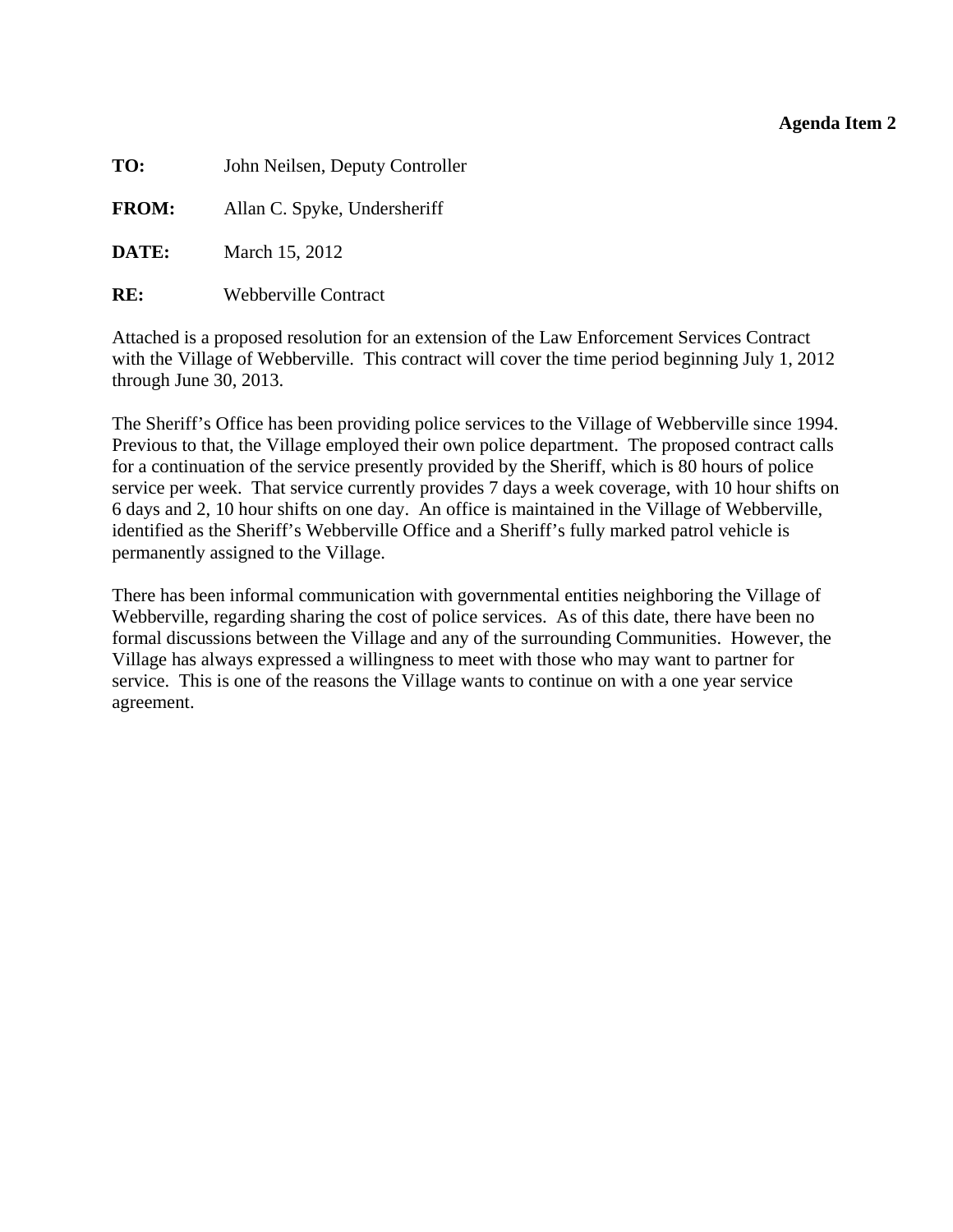**Agenda Item 2**

**TO:** John Neilsen, Deputy Controller

**FROM:** Allan C. Spyke, Undersheriff

**DATE:** March 15, 2012

**RE:** Webberville Contract

Attached is a proposed resolution for an extension of the Law Enforcement Services Contract with the Village of Webberville. This contract will cover the time period beginning July 1, 2012 through June 30, 2013.

The Sheriff's Office has been providing police services to the Village of Webberville since 1994. Previous to that, the Village employed their own police department. The proposed contract calls for a continuation of the service presently provided by the Sheriff, which is 80 hours of police service per week. That service currently provides 7 days a week coverage, with 10 hour shifts on 6 days and 2, 10 hour shifts on one day. An office is maintained in the Village of Webberville, identified as the Sheriff's Webberville Office and a Sheriff's fully marked patrol vehicle is permanently assigned to the Village.

There has been informal communication with governmental entities neighboring the Village of Webberville, regarding sharing the cost of police services. As of this date, there have been no formal discussions between the Village and any of the surrounding Communities. However, the Village has always expressed a willingness to meet with those who may want to partner for service. This is one of the reasons the Village wants to continue on with a one year service agreement.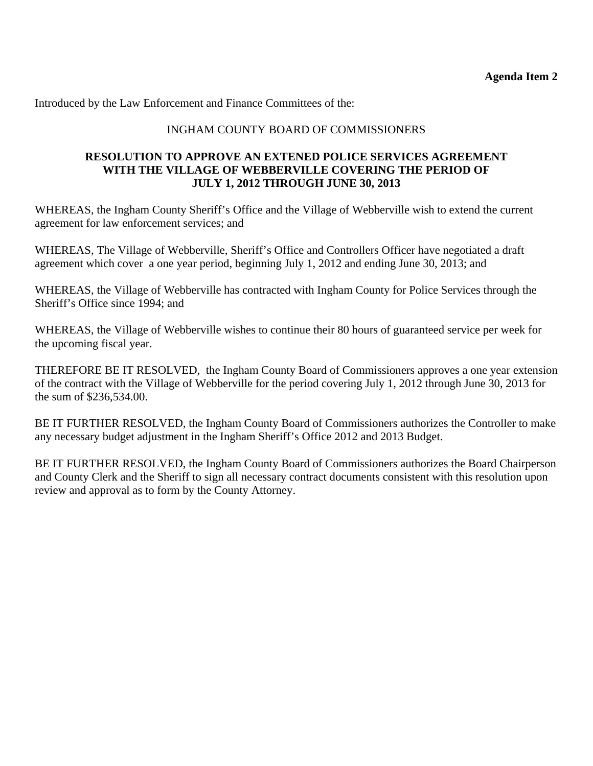**Agenda Item 2**

Introduced by the Law Enforcement and Finance Committees of the:

INGHAM COUNTY BOARD OF COMMISSIONERS

**RESOLUTION TO APPROVE AN EXTENED POLICE SERVICES AGREEMENT WITH THE VILLAGE OF WEBBERVILLE COVERING THE PERIOD OF JULY 1, 2012 THROUGH JUNE 30, 2013**

WHEREAS, the Ingham County Sheriff's Office and the Village of Webberville wish to extend the current agreement for law enforcement services; and

WHEREAS, The Village of Webberville, Sheriff's Office and Controllers Officer have negotiated a draft agreement which cover a one year period, beginning July 1, 2012 and ending June 30, 2013; and

WHEREAS, the Village of Webberville has contracted with Ingham County for Police Services through the Sheriff's Office since 1994; and

WHEREAS, the Village of Webberville wishes to continue their 80 hours of guaranteed service per week for the upcoming fiscal year.

THEREFORE BE IT RESOLVED, the Ingham County Board of Commissioners approves a one year extension of the contract with the Village of Webberville for the period covering July 1, 2012 through June 30, 2013 for the sum of $236,534.00.

BE IT FURTHER RESOLVED, the Ingham County Board of Commissioners authorizes the Controller to make any necessary budget adjustment in the Ingham Sheriff's Office 2012 and 2013 Budget.

BE IT FURTHER RESOLVED, the Ingham County Board of Commissioners authorizes the Board Chairperson and County Clerk and the Sheriff to sign all necessary contract documents consistent with this resolution upon review and approval as to form by the County Attorney.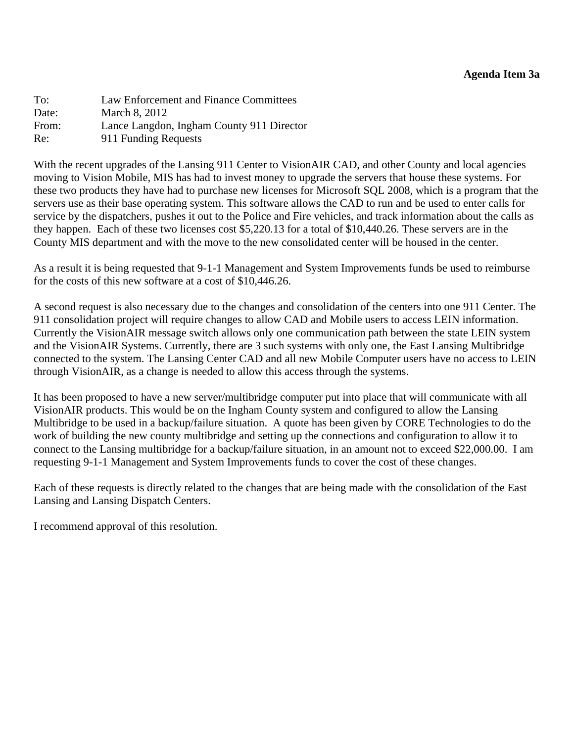**Agenda Item 3a**

To: Law Enforcement and Finance Committees
Date: March 8, 2012
From: Lance Langdon, Ingham County 911 Director
Re: 911 Funding Requests

With the recent upgrades of the Lansing 911 Center to VisionAIR CAD, and other County and local agencies moving to Vision Mobile, MIS has had to invest money to upgrade the servers that house these systems. For these two products they have had to purchase new licenses for Microsoft SQL 2008, which is a program that the servers use as their base operating system. This software allows the CAD to run and be used to enter calls for service by the dispatchers, pushes it out to the Police and Fire vehicles, and track information about the calls as they happen. Each of these two licenses cost $5,220.13 for a total of $10,440.26. These servers are in the County MIS department and with the move to the new consolidated center will be housed in the center.

As a result it is being requested that 9-1-1 Management and System Improvements funds be used to reimburse for the costs of this new software at a cost of $10,446.26.

A second request is also necessary due to the changes and consolidation of the centers into one 911 Center. The 911 consolidation project will require changes to allow CAD and Mobile users to access LEIN information. Currently the VisionAIR message switch allows only one communication path between the state LEIN system and the VisionAIR Systems. Currently, there are 3 such systems with only one, the East Lansing Multibridge connected to the system. The Lansing Center CAD and all new Mobile Computer users have no access to LEIN through VisionAIR, as a change is needed to allow this access through the systems.

It has been proposed to have a new server/multibridge computer put into place that will communicate with all VisionAIR products. This would be on the Ingham County system and configured to allow the Lansing Multibridge to be used in a backup/failure situation. A quote has been given by CORE Technologies to do the work of building the new county multibridge and setting up the connections and configuration to allow it to connect to the Lansing multibridge for a backup/failure situation, in an amount not to exceed $22,000.00. I am requesting 9-1-1 Management and System Improvements funds to cover the cost of these changes.

Each of these requests is directly related to the changes that are being made with the consolidation of the East Lansing and Lansing Dispatch Centers.

I recommend approval of this resolution.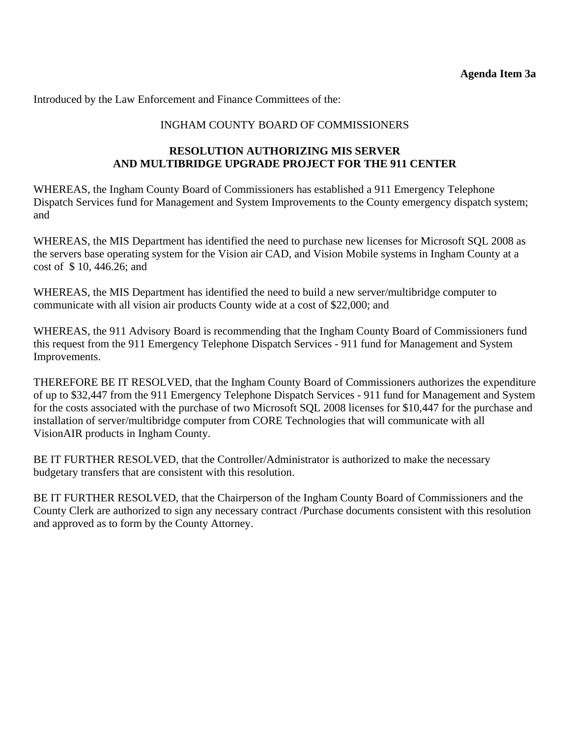**Agenda Item 3a**

Introduced by the Law Enforcement and Finance Committees of the:

INGHAM COUNTY BOARD OF COMMISSIONERS

**RESOLUTION AUTHORIZING MIS SERVER AND MULTIBRIDGE UPGRADE PROJECT FOR THE 911 CENTER**

WHEREAS, the Ingham County Board of Commissioners has established a 911 Emergency Telephone Dispatch Services fund for Management and System Improvements to the County emergency dispatch system; and

WHEREAS, the MIS Department has identified the need to purchase new licenses for Microsoft SQL 2008 as the servers base operating system for the Vision air CAD, and Vision Mobile systems in Ingham County at a cost of $ 10, 446.26; and

WHEREAS, the MIS Department has identified the need to build a new server/multibridge computer to communicate with all vision air products County wide at a cost of $22,000; and

WHEREAS, the 911 Advisory Board is recommending that the Ingham County Board of Commissioners fund this request from the 911 Emergency Telephone Dispatch Services - 911 fund for Management and System Improvements.

THEREFORE BE IT RESOLVED, that the Ingham County Board of Commissioners authorizes the expenditure of up to $32,447 from the 911 Emergency Telephone Dispatch Services - 911 fund for Management and System for the costs associated with the purchase of two Microsoft SQL 2008 licenses for $10,447 for the purchase and installation of server/multibridge computer from CORE Technologies that will communicate with all VisionAIR products in Ingham County.

BE IT FURTHER RESOLVED, that the Controller/Administrator is authorized to make the necessary budgetary transfers that are consistent with this resolution.

BE IT FURTHER RESOLVED, that the Chairperson of the Ingham County Board of Commissioners and the County Clerk are authorized to sign any necessary contract /Purchase documents consistent with this resolution and approved as to form by the County Attorney.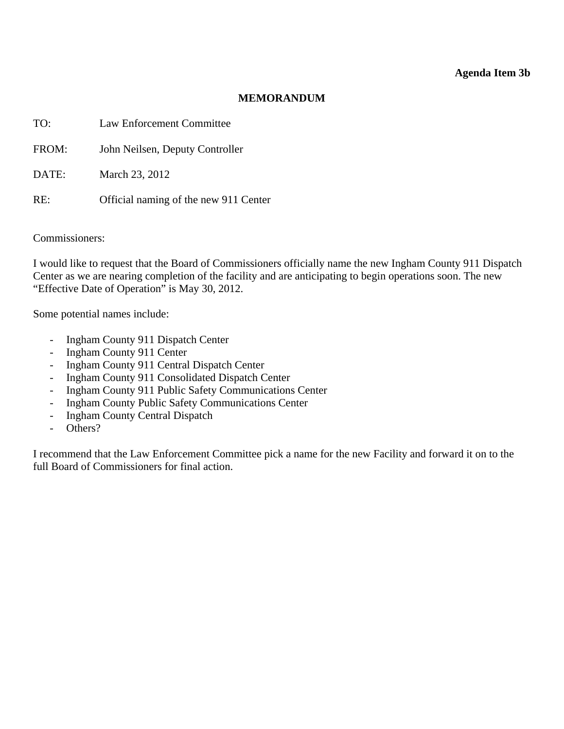**Agenda Item 3b**

# MEMORANDUM

TO: Law Enforcement Committee

FROM: John Neilsen, Deputy Controller

DATE: March 23, 2012

RE: Official naming of the new 911 Center

Commissioners:

I would like to request that the Board of Commissioners officially name the new Ingham County 911 Dispatch Center as we are nearing completion of the facility and are anticipating to begin operations soon. The new "Effective Date of Operation" is May 30, 2012.

Some potential names include:

- Ingham County 911 Dispatch Center
- Ingham County 911 Center
- Ingham County 911 Central Dispatch Center
- Ingham County 911 Consolidated Dispatch Center
- Ingham County 911 Public Safety Communications Center
- Ingham County Public Safety Communications Center
- Ingham County Central Dispatch
- Others?

I recommend that the Law Enforcement Committee pick a name for the new Facility and forward it on to the full Board of Commissioners for final action.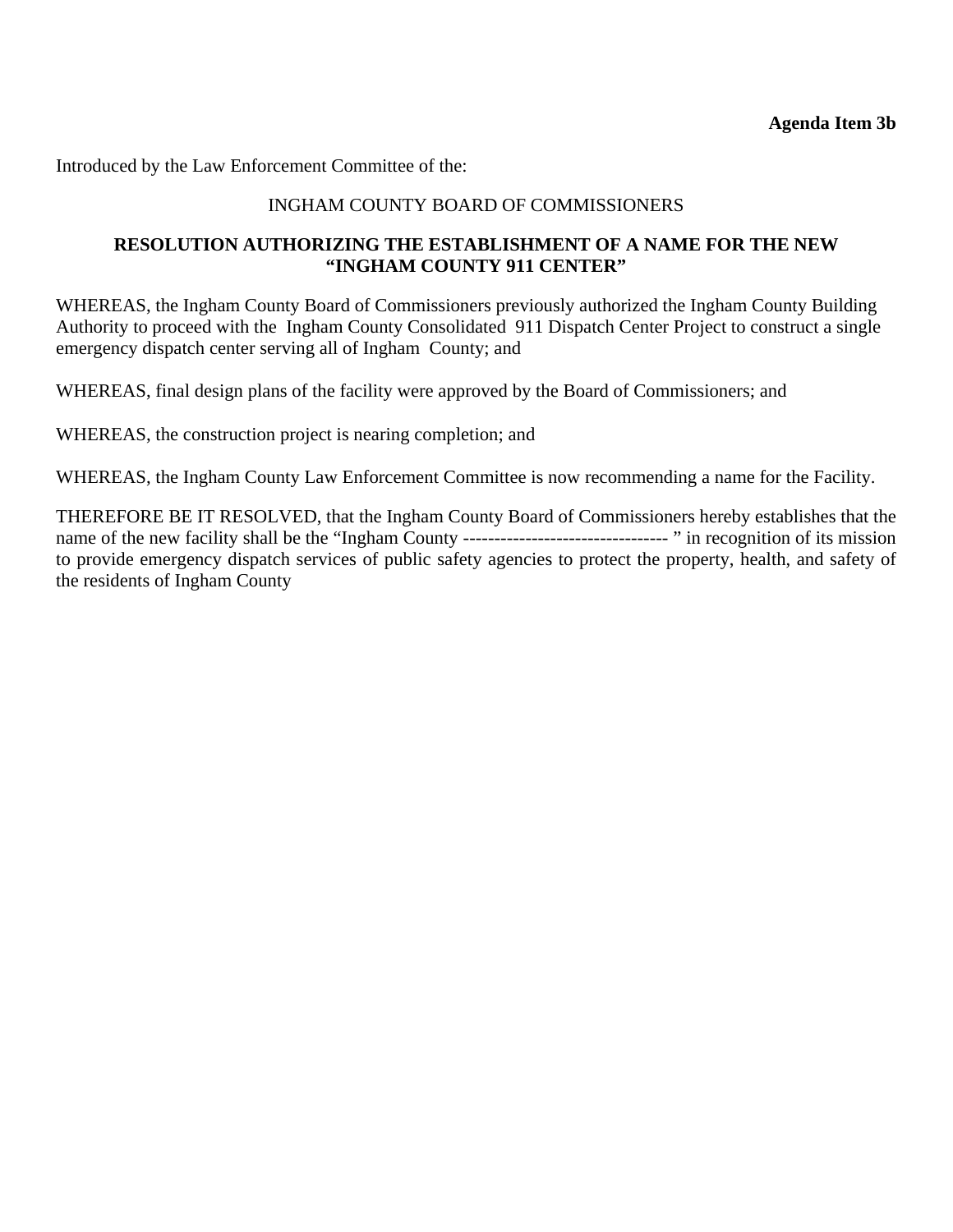**Agenda Item 3b**

Introduced by the Law Enforcement Committee of the:

INGHAM COUNTY BOARD OF COMMISSIONERS

**RESOLUTION AUTHORIZING THE ESTABLISHMENT OF A NAME FOR THE NEW "INGHAM COUNTY 911 CENTER"**

WHEREAS, the Ingham County Board of Commissioners previously authorized the Ingham County Building Authority to proceed with the Ingham County Consolidated 911 Dispatch Center Project to construct a single emergency dispatch center serving all of Ingham County; and

WHEREAS, final design plans of the facility were approved by the Board of Commissioners; and

WHEREAS, the construction project is nearing completion; and

WHEREAS, the Ingham County Law Enforcement Committee is now recommending a name for the Facility.

THEREFORE BE IT RESOLVED, that the Ingham County Board of Commissioners hereby establishes that the name of the new facility shall be the "Ingham County --------------------------------- " in recognition of its mission to provide emergency dispatch services of public safety agencies to protect the property, health, and safety of the residents of Ingham County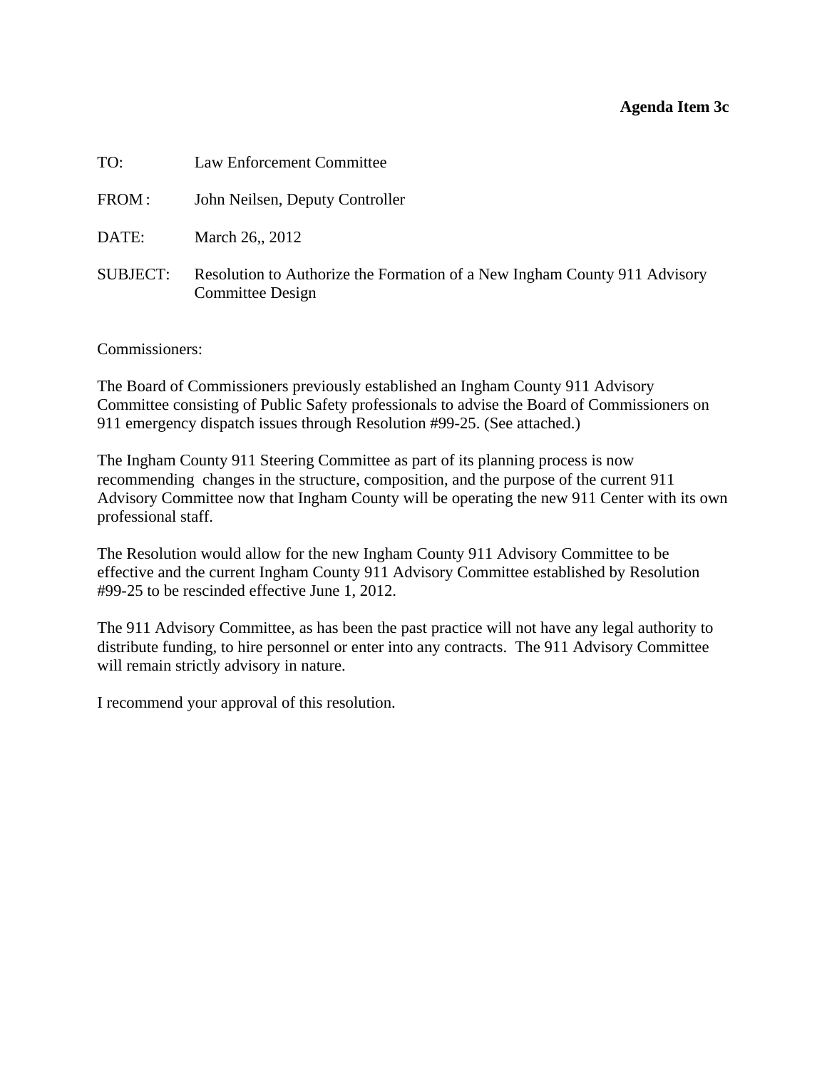**Agenda Item 3c**

TO: Law Enforcement Committee

FROM: John Neilsen, Deputy Controller

DATE: March 26,, 2012

SUBJECT: Resolution to Authorize the Formation of a New Ingham County 911 Advisory Committee Design

Commissioners:

The Board of Commissioners previously established an Ingham County 911 Advisory Committee consisting of Public Safety professionals to advise the Board of Commissioners on 911 emergency dispatch issues through Resolution #99-25. (See attached.)

The Ingham County 911 Steering Committee as part of its planning process is now recommending changes in the structure, composition, and the purpose of the current 911 Advisory Committee now that Ingham County will be operating the new 911 Center with its own professional staff.

The Resolution would allow for the new Ingham County 911 Advisory Committee to be effective and the current Ingham County 911 Advisory Committee established by Resolution #99-25 to be rescinded effective June 1, 2012.

The 911 Advisory Committee, as has been the past practice will not have any legal authority to distribute funding, to hire personnel or enter into any contracts. The 911 Advisory Committee will remain strictly advisory in nature.

I recommend your approval of this resolution.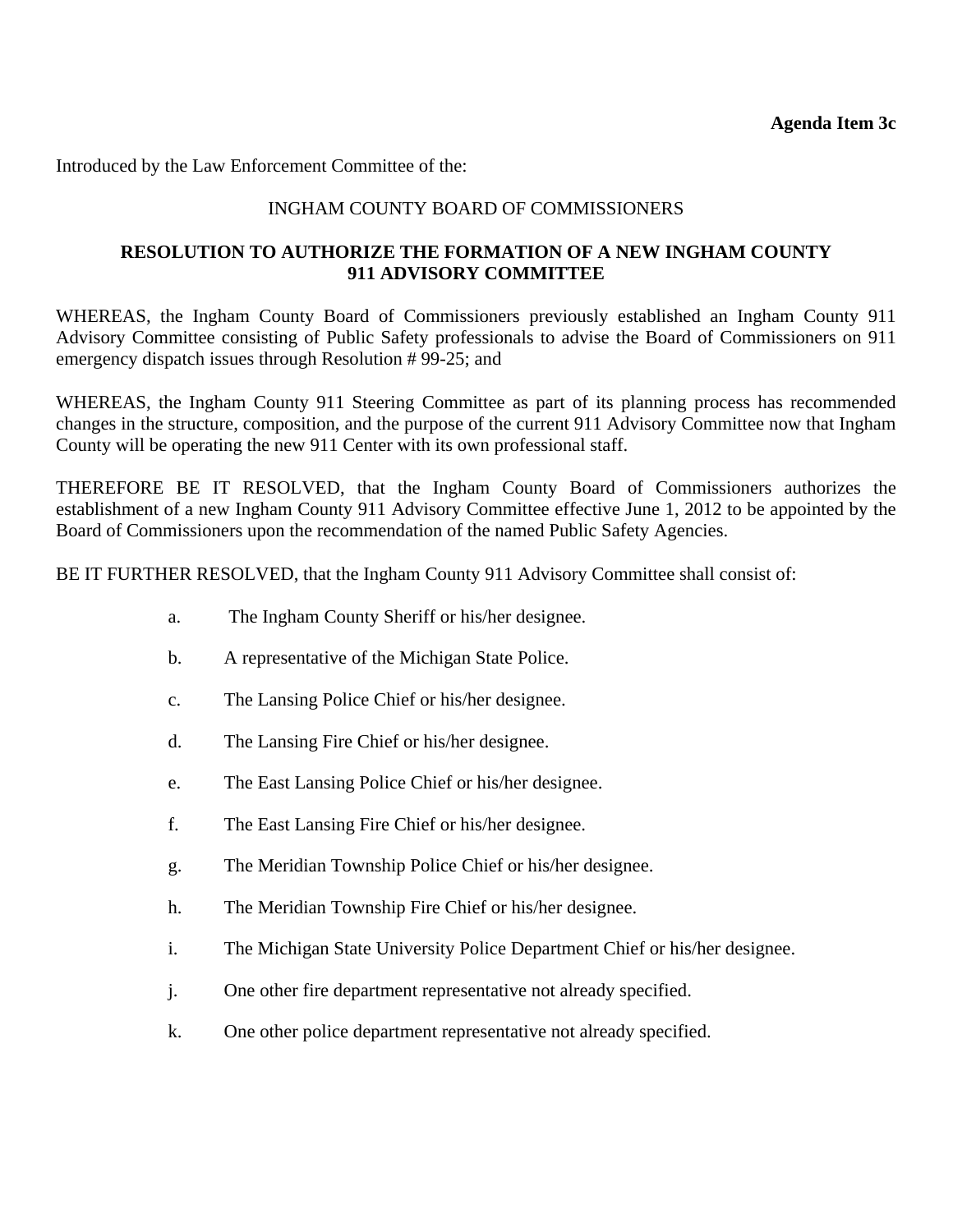**Agenda Item 3c**

Introduced by the Law Enforcement Committee of the:

INGHAM COUNTY BOARD OF COMMISSIONERS

**RESOLUTION TO AUTHORIZE THE FORMATION OF A NEW INGHAM COUNTY 911 ADVISORY COMMITTEE**

WHEREAS, the Ingham County Board of Commissioners previously established an Ingham County 911 Advisory Committee consisting of Public Safety professionals to advise the Board of Commissioners on 911 emergency dispatch issues through Resolution # 99-25; and

WHEREAS, the Ingham County 911 Steering Committee as part of its planning process has recommended changes in the structure, composition, and the purpose of the current 911 Advisory Committee now that Ingham County will be operating the new 911 Center with its own professional staff.

THEREFORE BE IT RESOLVED, that the Ingham County Board of Commissioners authorizes the establishment of a new Ingham County 911 Advisory Committee effective June 1, 2012 to be appointed by the Board of Commissioners upon the recommendation of the named Public Safety Agencies.

BE IT FURTHER RESOLVED, that the Ingham County 911 Advisory Committee shall consist of:

a. The Ingham County Sheriff or his/her designee.

b. A representative of the Michigan State Police.

c. The Lansing Police Chief or his/her designee.

d. The Lansing Fire Chief or his/her designee.

e. The East Lansing Police Chief or his/her designee.

f. The East Lansing Fire Chief or his/her designee.

g. The Meridian Township Police Chief or his/her designee.

h. The Meridian Township Fire Chief or his/her designee.

i. The Michigan State University Police Department Chief or his/her designee.

j. One other fire department representative not already specified.

k. One other police department representative not already specified.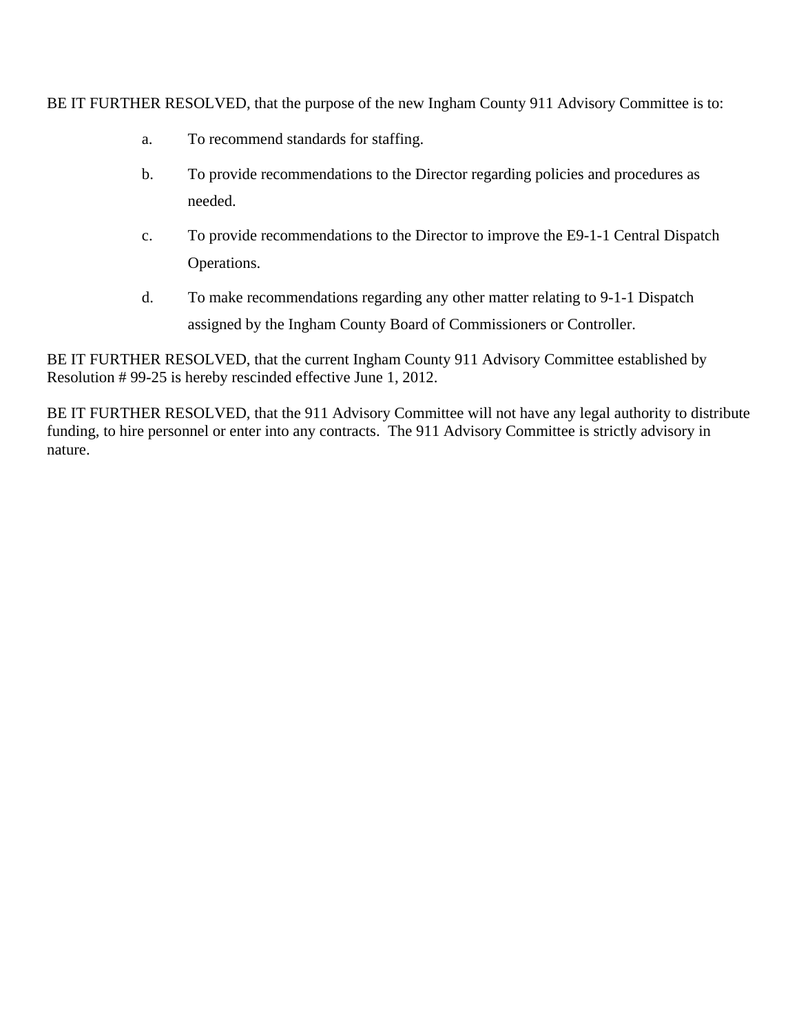BE IT FURTHER RESOLVED, that the purpose of the new Ingham County 911 Advisory Committee is to:

a. To recommend standards for staffing.

b. To provide recommendations to the Director regarding policies and procedures as needed.

c. To provide recommendations to the Director to improve the E9-1-1 Central Dispatch Operations.

d. To make recommendations regarding any other matter relating to 9-1-1 Dispatch assigned by the Ingham County Board of Commissioners or Controller.

BE IT FURTHER RESOLVED, that the current Ingham County 911 Advisory Committee established by Resolution # 99-25 is hereby rescinded effective June 1, 2012.

BE IT FURTHER RESOLVED, that the 911 Advisory Committee will not have any legal authority to distribute funding, to hire personnel or enter into any contracts. The 911 Advisory Committee is strictly advisory in nature.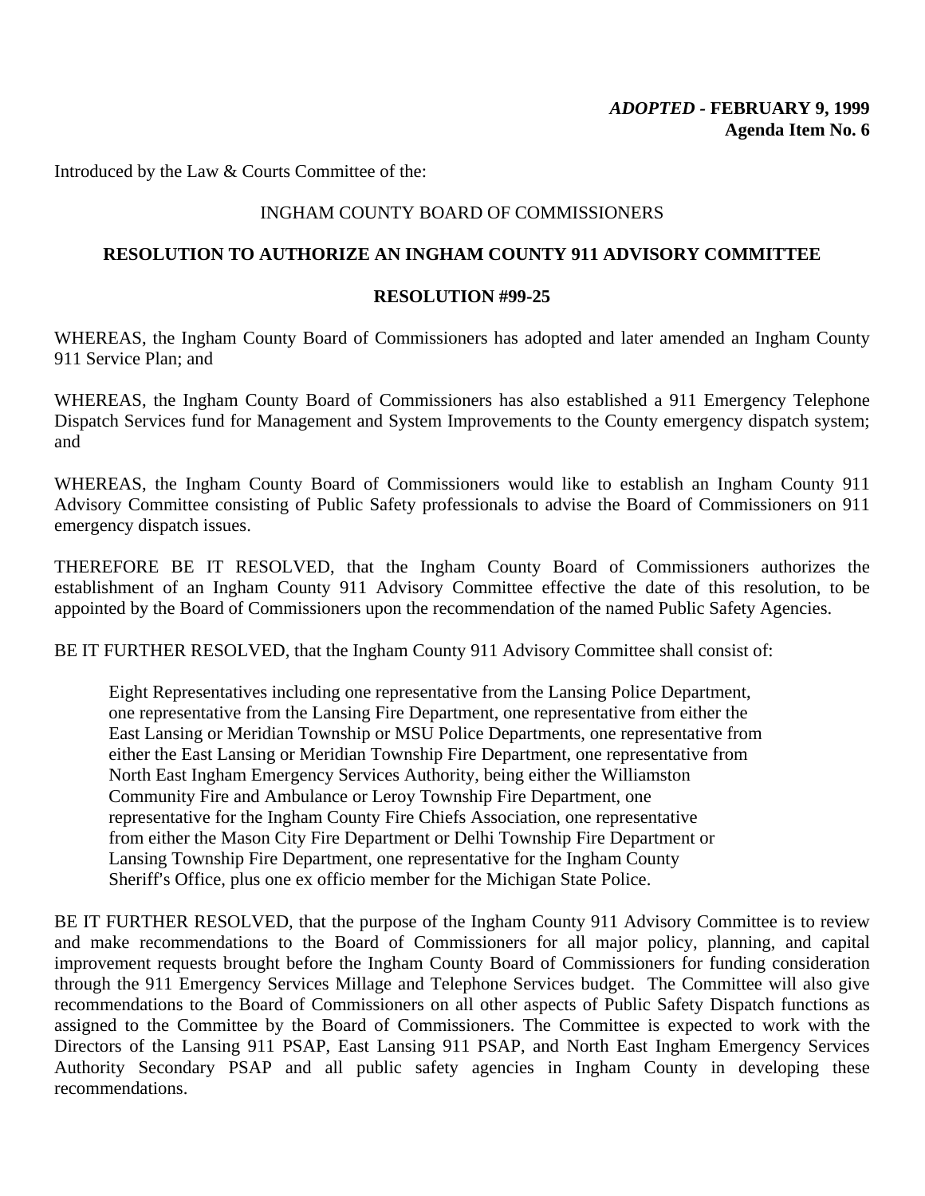***ADOPTED* - FEBRUARY 9, 1999**
**Agenda Item No. 6**

Introduced by the Law & Courts Committee of the:

INGHAM COUNTY BOARD OF COMMISSIONERS

**RESOLUTION TO AUTHORIZE AN INGHAM COUNTY 911 ADVISORY COMMITTEE**

**RESOLUTION #99-25**

WHEREAS, the Ingham County Board of Commissioners has adopted and later amended an Ingham County 911 Service Plan; and

WHEREAS, the Ingham County Board of Commissioners has also established a 911 Emergency Telephone Dispatch Services fund for Management and System Improvements to the County emergency dispatch system; and

WHEREAS, the Ingham County Board of Commissioners would like to establish an Ingham County 911 Advisory Committee consisting of Public Safety professionals to advise the Board of Commissioners on 911 emergency dispatch issues.

THEREFORE BE IT RESOLVED, that the Ingham County Board of Commissioners authorizes the establishment of an Ingham County 911 Advisory Committee effective the date of this resolution, to be appointed by the Board of Commissioners upon the recommendation of the named Public Safety Agencies.

BE IT FURTHER RESOLVED, that the Ingham County 911 Advisory Committee shall consist of:

> Eight Representatives including one representative from the Lansing Police Department, one representative from the Lansing Fire Department, one representative from either the East Lansing or Meridian Township or MSU Police Departments, one representative from either the East Lansing or Meridian Township Fire Department, one representative from North East Ingham Emergency Services Authority, being either the Williamston Community Fire and Ambulance or Leroy Township Fire Department, one representative for the Ingham County Fire Chiefs Association, one representative from either the Mason City Fire Department or Delhi Township Fire Department or Lansing Township Fire Department, one representative for the Ingham County Sheriff's Office, plus one ex officio member for the Michigan State Police.

BE IT FURTHER RESOLVED, that the purpose of the Ingham County 911 Advisory Committee is to review and make recommendations to the Board of Commissioners for all major policy, planning, and capital improvement requests brought before the Ingham County Board of Commissioners for funding consideration through the 911 Emergency Services Millage and Telephone Services budget. The Committee will also give recommendations to the Board of Commissioners on all other aspects of Public Safety Dispatch functions as assigned to the Committee by the Board of Commissioners. The Committee is expected to work with the Directors of the Lansing 911 PSAP, East Lansing 911 PSAP, and North East Ingham Emergency Services Authority Secondary PSAP and all public safety agencies in Ingham County in developing these recommendations.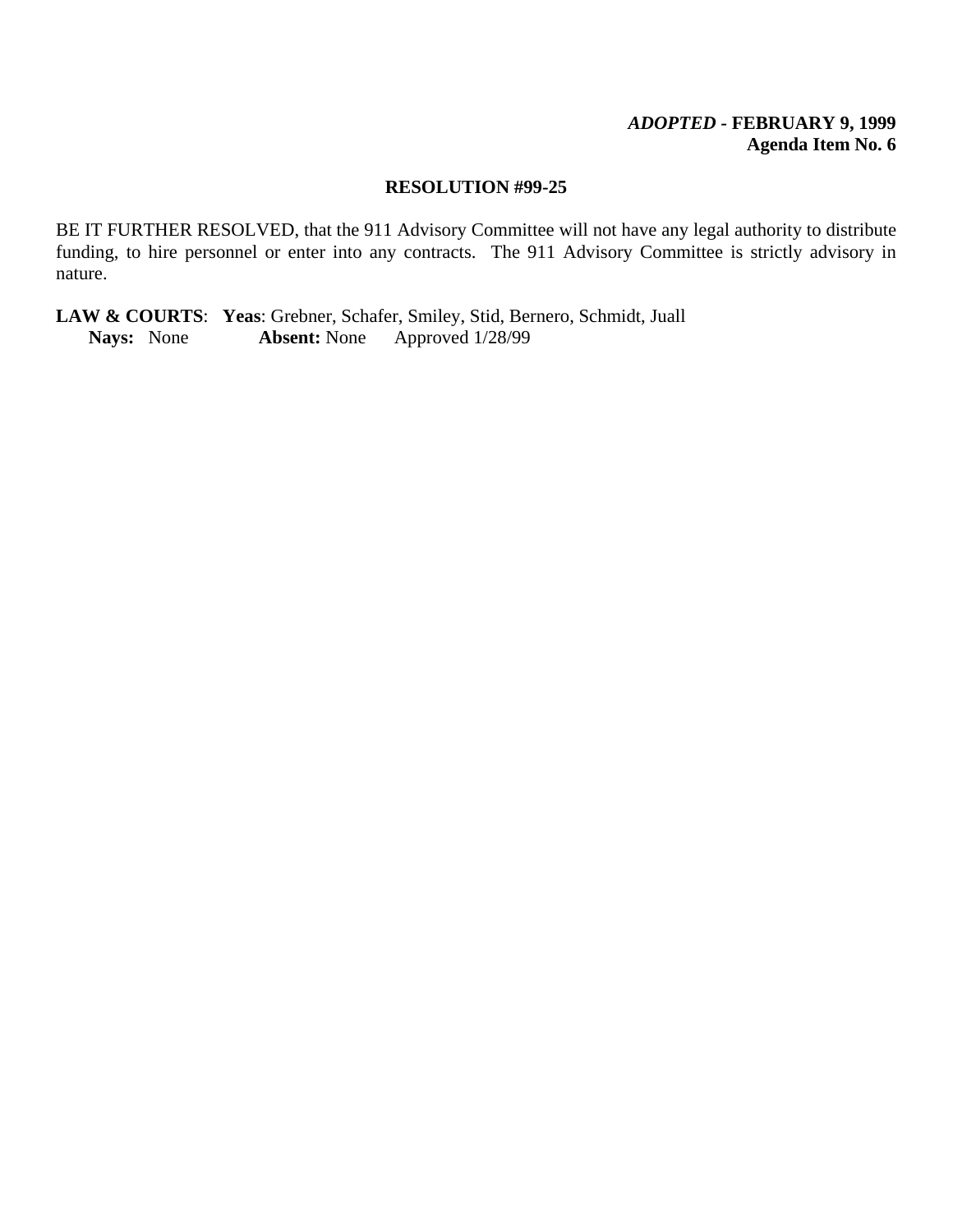***ADOPTED* - FEBRUARY 9, 1999**
**Agenda Item No. 6**

**RESOLUTION #99-25**

BE IT FURTHER RESOLVED, that the 911 Advisory Committee will not have any legal authority to distribute funding, to hire personnel or enter into any contracts. The 911 Advisory Committee is strictly advisory in nature.

**LAW & COURTS**: **Yeas**: Grebner, Schafer, Smiley, Stid, Bernero, Schmidt, Juall
**Nays:** None **Absent:** None Approved 1/28/99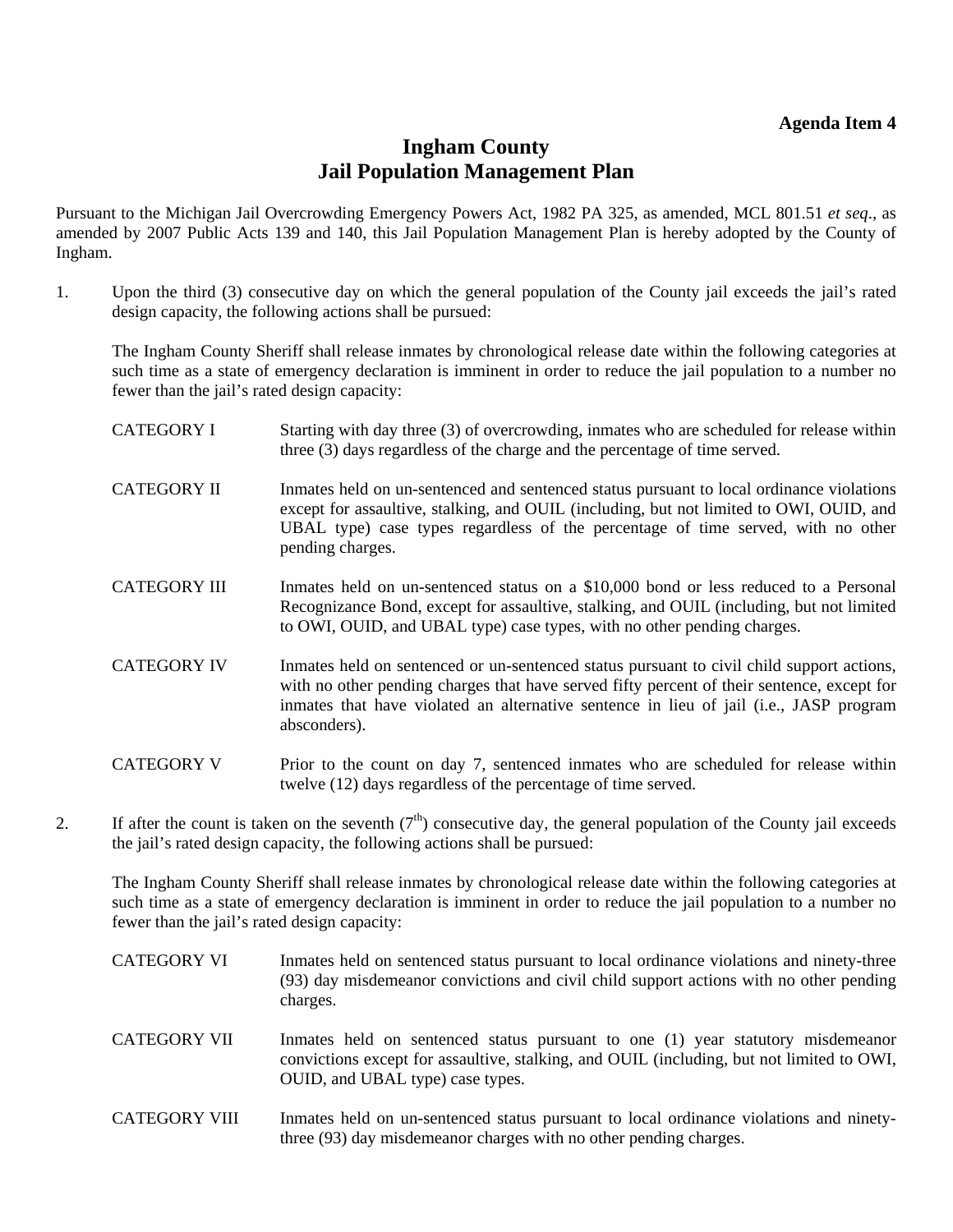**Agenda Item 4**

# Ingham County
# Jail Population Management Plan

Pursuant to the Michigan Jail Overcrowding Emergency Powers Act, 1982 PA 325, as amended, MCL 801.51 *et seq*., as amended by 2007 Public Acts 139 and 140, this Jail Population Management Plan is hereby adopted by the County of Ingham.

1. Upon the third (3) consecutive day on which the general population of the County jail exceeds the jail's rated design capacity, the following actions shall be pursued:

   The Ingham County Sheriff shall release inmates by chronological release date within the following categories at such time as a state of emergency declaration is imminent in order to reduce the jail population to a number no fewer than the jail's rated design capacity:

   CATEGORY I — Starting with day three (3) of overcrowding, inmates who are scheduled for release within three (3) days regardless of the charge and the percentage of time served.

   CATEGORY II — Inmates held on un-sentenced and sentenced status pursuant to local ordinance violations except for assaultive, stalking, and OUIL (including, but not limited to OWI, OUID, and UBAL type) case types regardless of the percentage of time served, with no other pending charges.

   CATEGORY III — Inmates held on un-sentenced status on a $10,000 bond or less reduced to a Personal Recognizance Bond, except for assaultive, stalking, and OUIL (including, but not limited to OWI, OUID, and UBAL type) case types, with no other pending charges.

   CATEGORY IV — Inmates held on sentenced or un-sentenced status pursuant to civil child support actions, with no other pending charges that have served fifty percent of their sentence, except for inmates that have violated an alternative sentence in lieu of jail (i.e., JASP program absconders).

   CATEGORY V — Prior to the count on day 7, sentenced inmates who are scheduled for release within twelve (12) days regardless of the percentage of time served.

2. If after the count is taken on the seventh (7th) consecutive day, the general population of the County jail exceeds the jail's rated design capacity, the following actions shall be pursued:

   The Ingham County Sheriff shall release inmates by chronological release date within the following categories at such time as a state of emergency declaration is imminent in order to reduce the jail population to a number no fewer than the jail's rated design capacity:

   CATEGORY VI — Inmates held on sentenced status pursuant to local ordinance violations and ninety-three (93) day misdemeanor convictions and civil child support actions with no other pending charges.

   CATEGORY VII — Inmates held on sentenced status pursuant to one (1) year statutory misdemeanor convictions except for assaultive, stalking, and OUIL (including, but not limited to OWI, OUID, and UBAL type) case types.

   CATEGORY VIII — Inmates held on un-sentenced status pursuant to local ordinance violations and ninety-three (93) day misdemeanor charges with no other pending charges.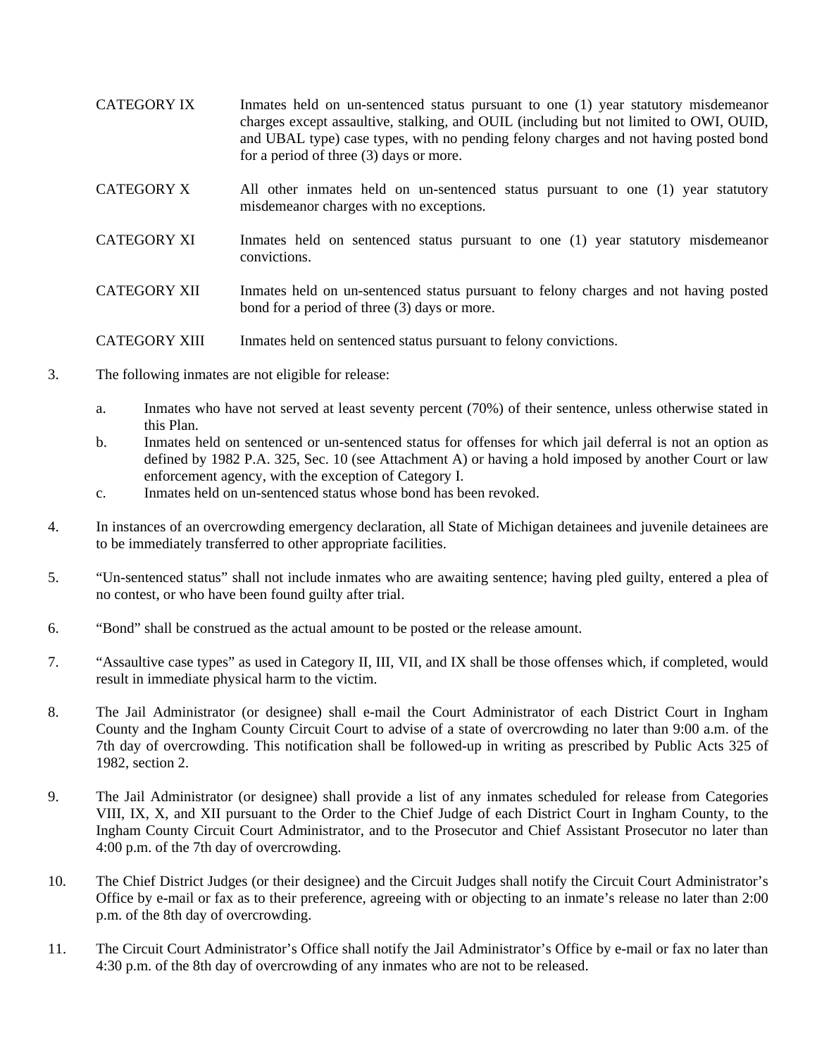CATEGORY IX Inmates held on un-sentenced status pursuant to one (1) year statutory misdemeanor charges except assaultive, stalking, and OUIL (including but not limited to OWI, OUID, and UBAL type) case types, with no pending felony charges and not having posted bond for a period of three (3) days or more.

CATEGORY X All other inmates held on un-sentenced status pursuant to one (1) year statutory misdemeanor charges with no exceptions.

CATEGORY XI Inmates held on sentenced status pursuant to one (1) year statutory misdemeanor convictions.

CATEGORY XII Inmates held on un-sentenced status pursuant to felony charges and not having posted bond for a period of three (3) days or more.

CATEGORY XIII Inmates held on sentenced status pursuant to felony convictions.

3. The following inmates are not eligible for release:

   a. Inmates who have not served at least seventy percent (70%) of their sentence, unless otherwise stated in this Plan.
   b. Inmates held on sentenced or un-sentenced status for offenses for which jail deferral is not an option as defined by 1982 P.A. 325, Sec. 10 (see Attachment A) or having a hold imposed by another Court or law enforcement agency, with the exception of Category I.
   c. Inmates held on un-sentenced status whose bond has been revoked.

4. In instances of an overcrowding emergency declaration, all State of Michigan detainees and juvenile detainees are to be immediately transferred to other appropriate facilities.

5. "Un-sentenced status" shall not include inmates who are awaiting sentence; having pled guilty, entered a plea of no contest, or who have been found guilty after trial.

6. "Bond" shall be construed as the actual amount to be posted or the release amount.

7. "Assaultive case types" as used in Category II, III, VII, and IX shall be those offenses which, if completed, would result in immediate physical harm to the victim.

8. The Jail Administrator (or designee) shall e-mail the Court Administrator of each District Court in Ingham County and the Ingham County Circuit Court to advise of a state of overcrowding no later than 9:00 a.m. of the 7th day of overcrowding. This notification shall be followed-up in writing as prescribed by Public Acts 325 of 1982, section 2.

9. The Jail Administrator (or designee) shall provide a list of any inmates scheduled for release from Categories VIII, IX, X, and XII pursuant to the Order to the Chief Judge of each District Court in Ingham County, to the Ingham County Circuit Court Administrator, and to the Prosecutor and Chief Assistant Prosecutor no later than 4:00 p.m. of the 7th day of overcrowding.

10. The Chief District Judges (or their designee) and the Circuit Judges shall notify the Circuit Court Administrator's Office by e-mail or fax as to their preference, agreeing with or objecting to an inmate's release no later than 2:00 p.m. of the 8th day of overcrowding.

11. The Circuit Court Administrator's Office shall notify the Jail Administrator's Office by e-mail or fax no later than 4:30 p.m. of the 8th day of overcrowding of any inmates who are not to be released.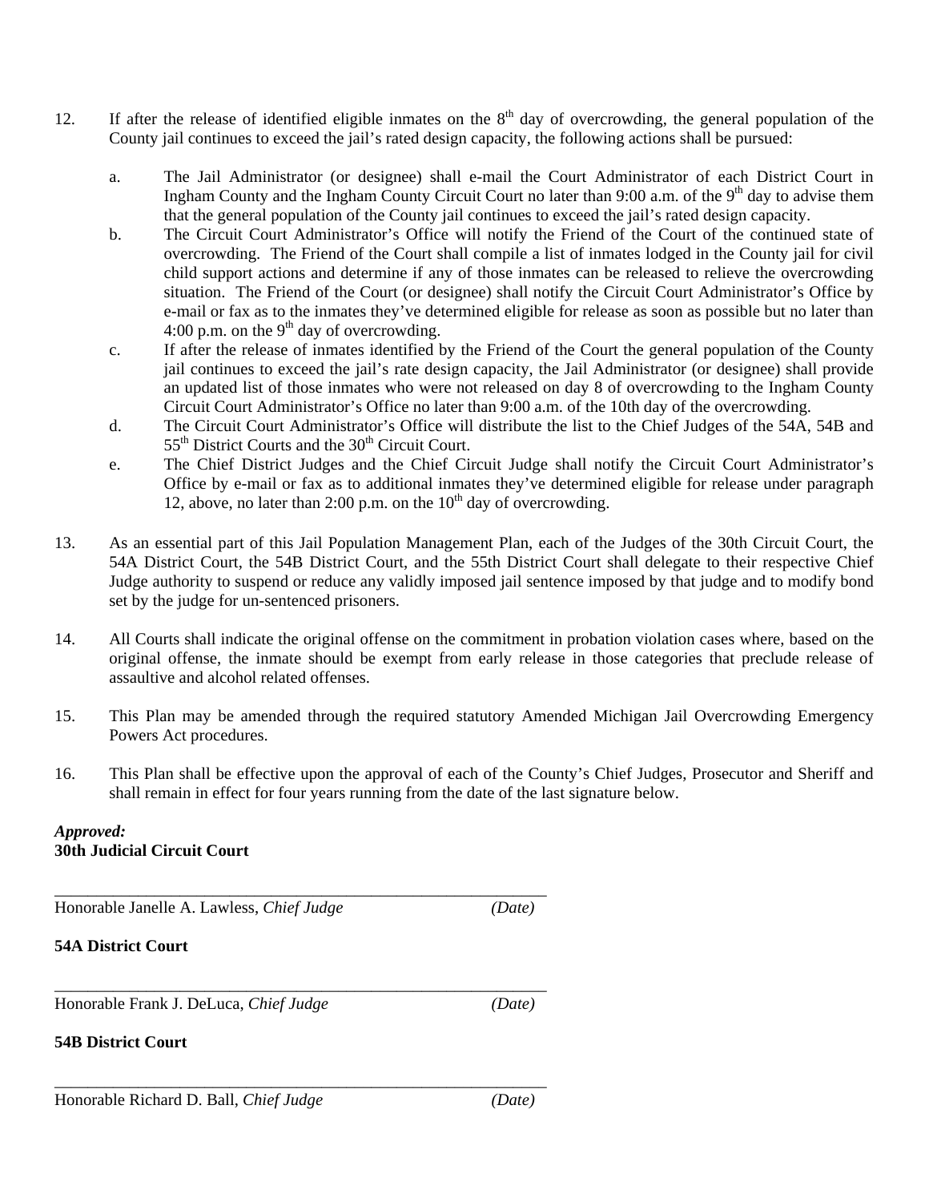12. If after the release of identified eligible inmates on the 8th day of overcrowding, the general population of the County jail continues to exceed the jail's rated design capacity, the following actions shall be pursued:

    a. The Jail Administrator (or designee) shall e-mail the Court Administrator of each District Court in Ingham County and the Ingham County Circuit Court no later than 9:00 a.m. of the 9th day to advise them that the general population of the County jail continues to exceed the jail's rated design capacity.
    b. The Circuit Court Administrator's Office will notify the Friend of the Court of the continued state of overcrowding. The Friend of the Court shall compile a list of inmates lodged in the County jail for civil child support actions and determine if any of those inmates can be released to relieve the overcrowding situation. The Friend of the Court (or designee) shall notify the Circuit Court Administrator's Office by e-mail or fax as to the inmates they've determined eligible for release as soon as possible but no later than 4:00 p.m. on the 9th day of overcrowding.
    c. If after the release of inmates identified by the Friend of the Court the general population of the County jail continues to exceed the jail's rate design capacity, the Jail Administrator (or designee) shall provide an updated list of those inmates who were not released on day 8 of overcrowding to the Ingham County Circuit Court Administrator's Office no later than 9:00 a.m. of the 10th day of the overcrowding.
    d. The Circuit Court Administrator's Office will distribute the list to the Chief Judges of the 54A, 54B and 55th District Courts and the 30th Circuit Court.
    e. The Chief District Judges and the Chief Circuit Judge shall notify the Circuit Court Administrator's Office by e-mail or fax as to additional inmates they've determined eligible for release under paragraph 12, above, no later than 2:00 p.m. on the 10th day of overcrowding.

13. As an essential part of this Jail Population Management Plan, each of the Judges of the 30th Circuit Court, the 54A District Court, the 54B District Court, and the 55th District Court shall delegate to their respective Chief Judge authority to suspend or reduce any validly imposed jail sentence imposed by that judge and to modify bond set by the judge for un-sentenced prisoners.

14. All Courts shall indicate the original offense on the commitment in probation violation cases where, based on the original offense, the inmate should be exempt from early release in those categories that preclude release of assaultive and alcohol related offenses.

15. This Plan may be amended through the required statutory Amended Michigan Jail Overcrowding Emergency Powers Act procedures.

16. This Plan shall be effective upon the approval of each of the County's Chief Judges, Prosecutor and Sheriff and shall remain in effect for four years running from the date of the last signature below.

***Approved:***
**30th Judicial Circuit Court**

\_\_\_\_\_\_\_\_\_\_\_\_\_\_\_\_\_\_\_\_\_\_\_\_\_\_\_\_\_\_\_\_\_\_\_\_\_\_\_\_\_\_\_\_\_\_\_\_\_\_\_\_\_\_\_\_\_\_\_\_
Honorable Janelle A. Lawless, *Chief Judge* *(Date)*

**54A District Court**

\_\_\_\_\_\_\_\_\_\_\_\_\_\_\_\_\_\_\_\_\_\_\_\_\_\_\_\_\_\_\_\_\_\_\_\_\_\_\_\_\_\_\_\_\_\_\_\_\_\_\_\_\_\_\_\_\_\_\_\_
Honorable Frank J. DeLuca, *Chief Judge* *(Date)*

**54B District Court**

\_\_\_\_\_\_\_\_\_\_\_\_\_\_\_\_\_\_\_\_\_\_\_\_\_\_\_\_\_\_\_\_\_\_\_\_\_\_\_\_\_\_\_\_\_\_\_\_\_\_\_\_\_\_\_\_\_\_\_\_
Honorable Richard D. Ball, *Chief Judge* *(Date)*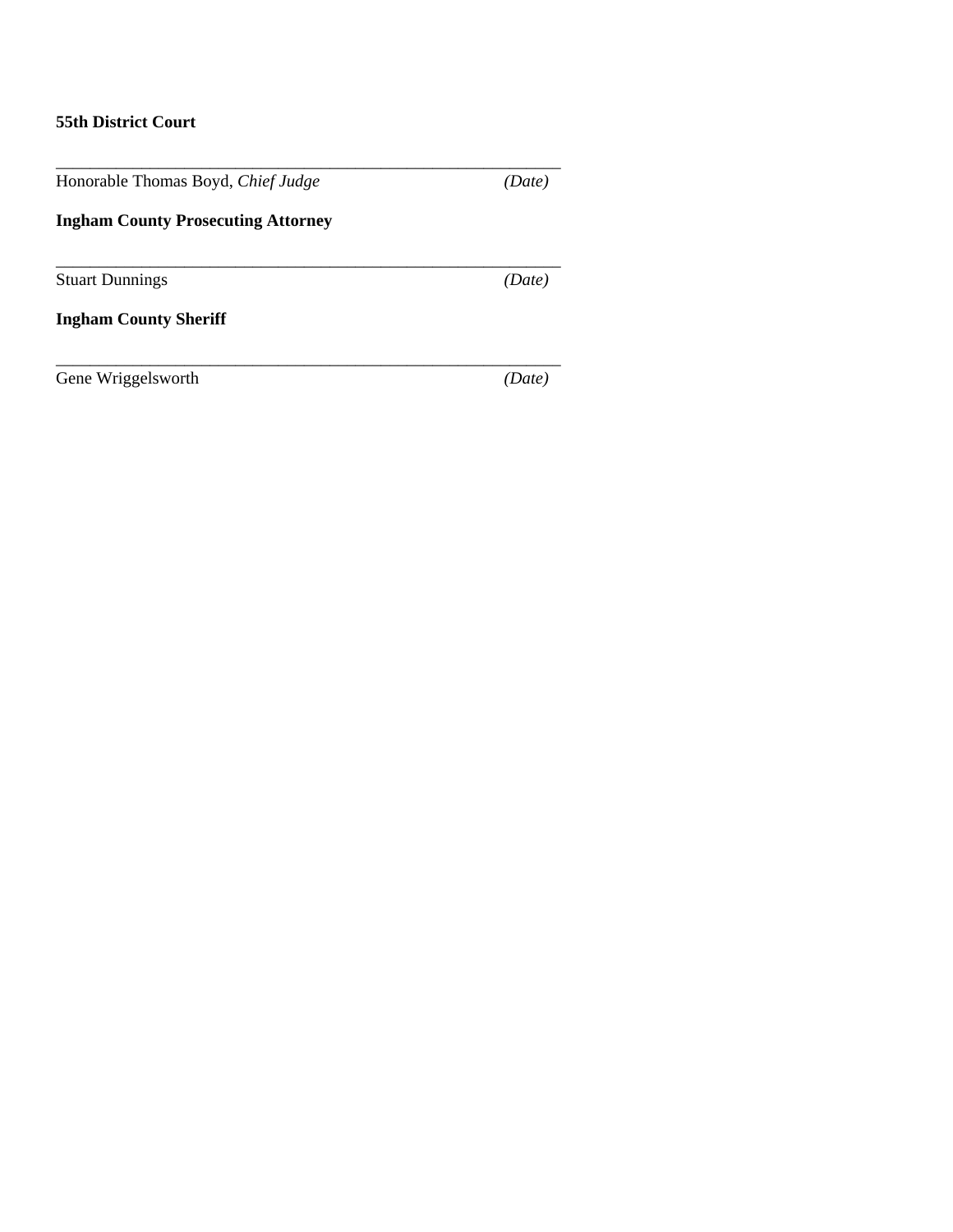**55th District Court**

\_\_\_\_\_\_\_\_\_\_\_\_\_\_\_\_\_\_\_\_\_\_\_\_\_\_\_\_\_\_\_\_\_\_\_\_\_\_\_\_\_\_\_\_\_\_\_\_\_\_\_\_\_\_\_\_\_\_\_\_

Honorable Thomas Boyd, *Chief Judge* *(Date)*

**Ingham County Prosecuting Attorney**

\_\_\_\_\_\_\_\_\_\_\_\_\_\_\_\_\_\_\_\_\_\_\_\_\_\_\_\_\_\_\_\_\_\_\_\_\_\_\_\_\_\_\_\_\_\_\_\_\_\_\_\_\_\_\_\_\_\_\_\_

Stuart Dunnings *(Date)*

**Ingham County Sheriff**

\_\_\_\_\_\_\_\_\_\_\_\_\_\_\_\_\_\_\_\_\_\_\_\_\_\_\_\_\_\_\_\_\_\_\_\_\_\_\_\_\_\_\_\_\_\_\_\_\_\_\_\_\_\_\_\_\_\_\_\_

Gene Wriggelsworth *(Date)*